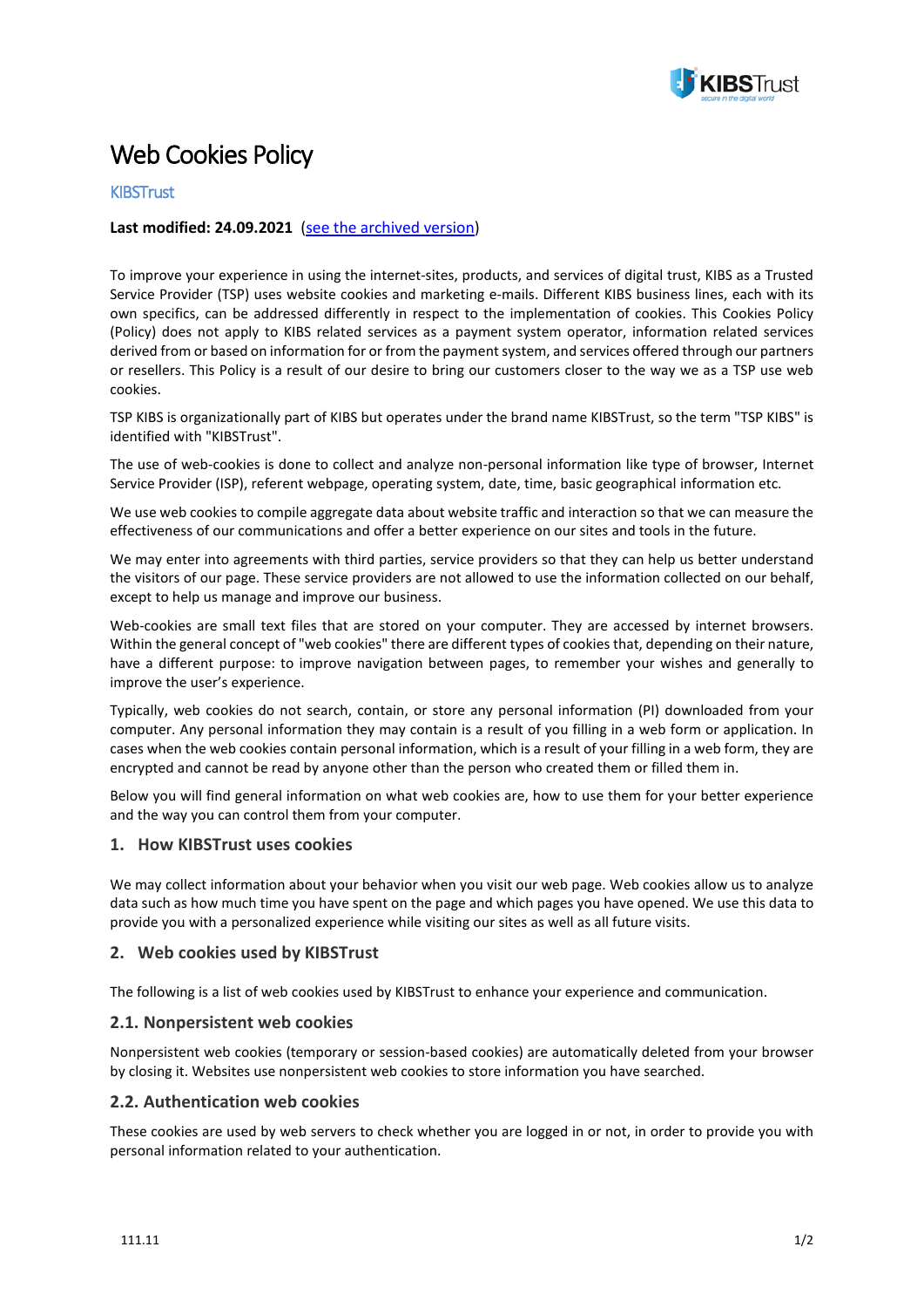# Web Cookies Policy

KIBSTrust

**Last modified: 24.09.2021** (see the archived version)

To improve your experience in using the internet-sites, products, and services of digital trust, KIBS as a Trusted Service Provider (TSP) uses website cookies and marketing e-mails. Different KIBS business lines, each with its own specifics, can be addressed differently in respect to the implementation of cookies. This Cookies Policy (Policy) does not apply to KIBS related services as a payment system operator, information related services derived from or based on information for or from the payment system, and services offered through our partners or resellers. This Policy is a result of our desire to bring our customers closer to the way we as a TSP use web cookies.

TSP KIBS is organizationally part of KIBS but operates under the brand name KIBSTrust, so the term "TSP KIBS" is identified with "KIBSTrust".

The use of web-cookies is done to collect and analyze non-personal information like type of browser, Internet Service Provider (ISP), referent webpage, operating system, date, time, basic geographical information etc.

We use web cookies to compile aggregate data about website traffic and interaction so that we can measure the effectiveness of our communications and offer a better experience on our sites and tools in the future.

We may enter into agreements with third parties, service providers so that they can help us better understand the visitors of our page. These service providers are not allowed to use the information collected on our behalf, except to help us manage and improve our business.

Web-cookies are small text files that are stored on your computer. They are accessed by internet browsers. Within the general concept of "web cookies" there are different types of cookies that, depending on their nature, have a different purpose: to improve navigation between pages, to remember your wishes and generally to improve the user's experience.

Typically, web cookies do not search, contain, or store any personal information (PI) downloaded from your computer. Any personal information they may contain is a result of you filling in a web form or application. In cases when the web cookies contain personal information, which is a result of your filling in a web form, they are encrypted and cannot be read by anyone other than the person who created them or filled them in.

Below you will find general information on what web cookies are, how to use them for your better experience and the way you can control them from your computer.

## 1. How KIBSTrust uses cookies

We may collect information about your behavior when you visit our web page. Web cookies allow us to analyze data such as how much time you have spent on the page and which pages you have opened. We use this data to provide you with a personalized experience while visiting our sites as well as all future visits.

## 2. Web cookies used by KIBSTrust

The following is a list of web cookies used by KIBSTrust to enhance your experience and communication.

### 2.1. Nonpersistent web cookies

Nonpersistent web cookies (temporary or session-based cookies) are automatically deleted from your browser by closing it. Websites use nonpersistent web cookies to store information you have searched.

### 2.2. Authentication web cookies

These cookies are used by web servers to check whether you are logged in or not, in order to provide you with personal information related to your authentication.

111.11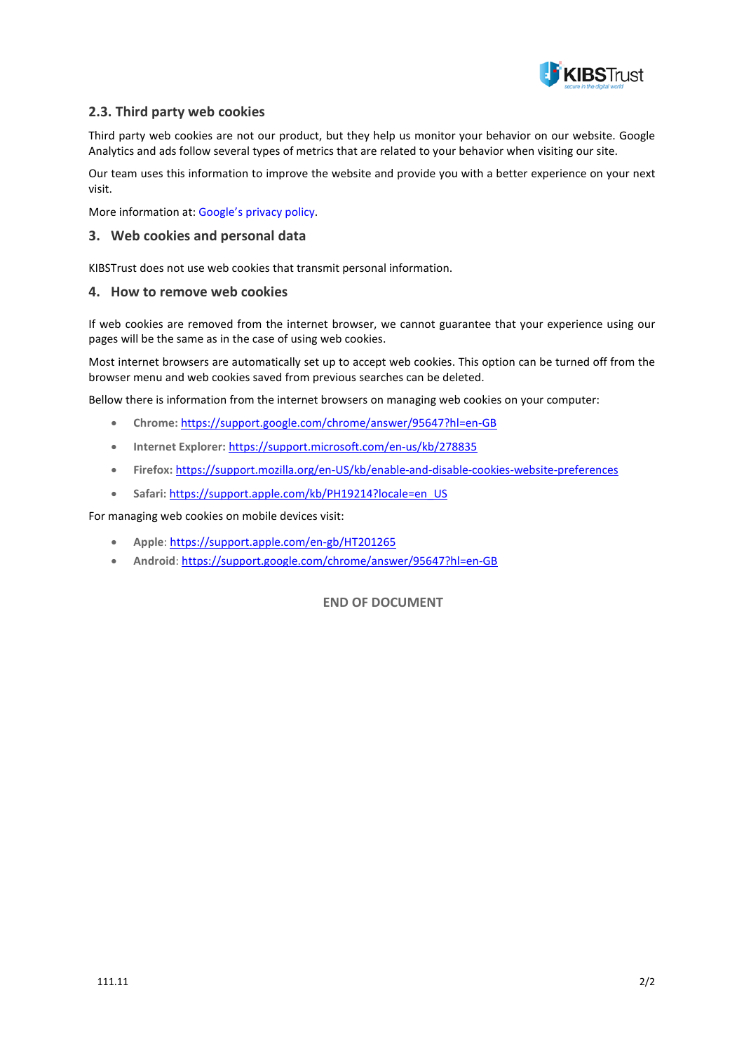### 2.3. Third party web cookies

Third party web cookies are not our product, but they help us monitor your behavior on our website. Google Analytics and ads follow several types of metrics that are related to your behavior when visiting our site.

Our team uses this information to improve the website and provide you with a better experience on your next visit.

More information at: Google's privacy policy.

## 3. Web cookies and personal data

KIBSTrust does not use web cookies that transmit personal information.

## 4. How to remove web cookies

If web cookies are removed from the internet browser, we cannot guarantee that your experience using our pages will be the same as in the case of using web cookies.

Most internet browsers are automatically set up to accept web cookies. This option can be turned off from the browser menu and web cookies saved from previous searches can be deleted.

Bellow there is information from the internet browsers on managing web cookies on your computer:

- **Chrome:** https://support.google.com/chrome/answer/95647?hl=en-GB
- **Internet Explorer:** https://support.microsoft.com/en-us/kb/278835
- **Firefox:** https://support.mozilla.org/en-US/kb/enable-and-disable-cookies-website-preferences
- **Safari:** https://support.apple.com/kb/PH19214?locale=en_US

For managing web cookies on mobile devices visit:

- **Apple**: https://support.apple.com/en-gb/HT201265
- **Android**: https://support.google.com/chrome/answer/95647?hl=en-GB

END OF DOCUMENT